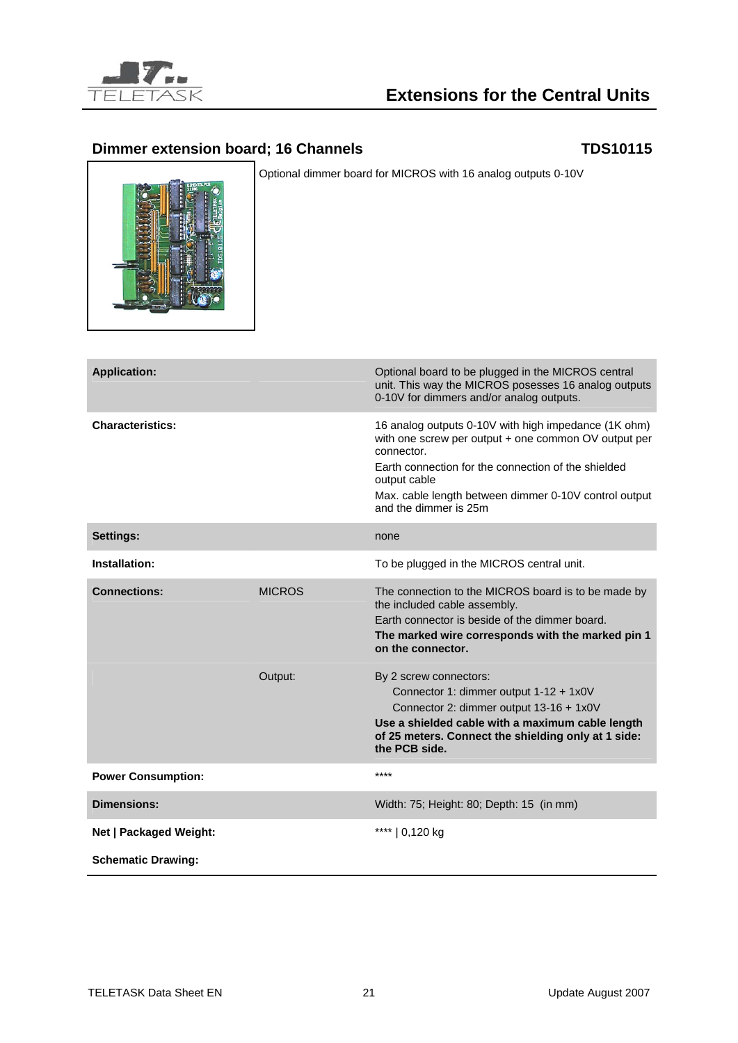# Extensions for the Central Units

## Dimmer extension board; 16 Channels **TDS10115**

Optional dimmer board for MICROS with 16 analog outputs 0-10V

| | | |
|---|---|---|
| **Application:** | | Optional board to be plugged in the MICROS central unit. This way the MICROS posesses 16 analog outputs 0-10V for dimmers and/or analog outputs. |
| **Characteristics:** | | 16 analog outputs 0-10V with high impedance (1K ohm) with one screw per output + one common OV output per connector.<br>Earth connection for the connection of the shielded output cable<br>Max. cable length between dimmer 0-10V control output and the dimmer is 25m |
| **Settings:** | | none |
| **Installation:** | | To be plugged in the MICROS central unit. |
| **Connections:** | MICROS | The connection to the MICROS board is to be made by the included cable assembly.<br>Earth connector is beside of the dimmer board.<br>**The marked wire corresponds with the marked pin 1 on the connector.** |
| | Output: | By 2 screw connectors:<br>Connector 1: dimmer output 1-12 + 1x0V<br>Connector 2: dimmer output 13-16 + 1x0V<br>**Use a shielded cable with a maximum cable length of 25 meters. Connect the shielding only at 1 side: the PCB side.** |
| **Power Consumption:** | | **** |
| **Dimensions:** | | Width: 75; Height: 80; Depth: 15 (in mm) |
| **Net \| Packaged Weight:** | | **** \| 0,120 kg |
| **Schematic Drawing:** | | |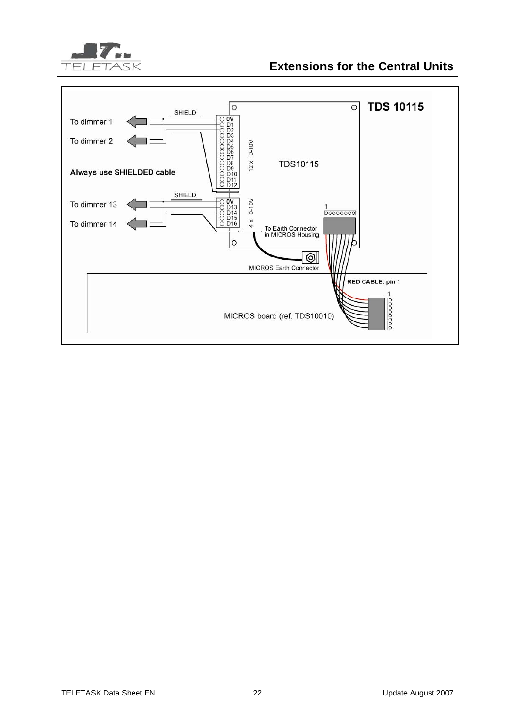TDS 10115

SHIELD

To dimmer 1

To dimmer 2

0V
D1
D2
D3
D4
D5
D6
D7
D8
D9
D10
D11
D12

12 x 0-10V

TDS10115

Always use SHIELDED cable

SHIELD

To dimmer 13

To dimmer 14

0V
D13
D14
D15
D16

4 x 0-10V

1

To Earth Connector in MICROS Housing

MICROS Earth Connector

RED CABLE: pin 1

1

MICROS board (ref. TDS10010)